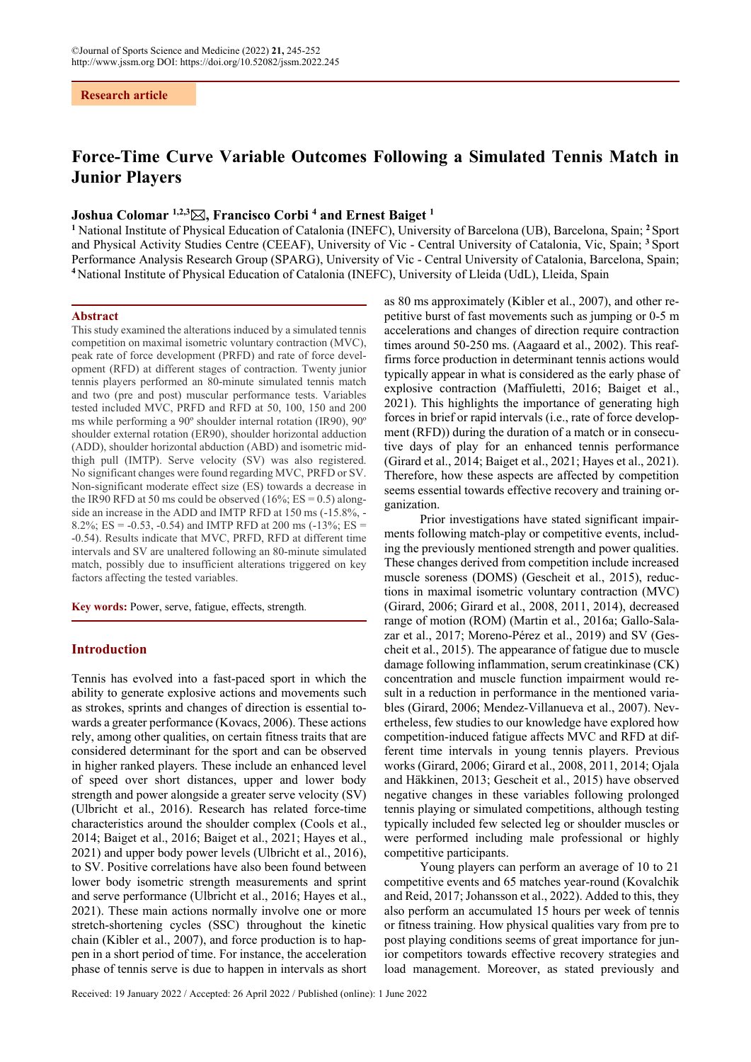Research article

# Force-Time Curve Variable Outcomes Following a Simulated Tennis Match in Junior Players

**Joshua Colomar [1,2,3]✉, Francisco Corbi [4] and Ernest Baiget [1]**

[1] National Institute of Physical Education of Catalonia (INEFC), University of Barcelona (UB), Barcelona, Spain; [2] Sport and Physical Activity Studies Centre (CEEAF), University of Vic - Central University of Catalonia, Vic, Spain; [3] Sport Performance Analysis Research Group (SPARG), University of Vic - Central University of Catalonia, Barcelona, Spain; [4] National Institute of Physical Education of Catalonia (INEFC), University of Lleida (UdL), Lleida, Spain

## Abstract

This study examined the alterations induced by a simulated tennis competition on maximal isometric voluntary contraction (MVC), peak rate of force development (PRFD) and rate of force development (RFD) at different stages of contraction. Twenty junior tennis players performed an 80-minute simulated tennis match and two (pre and post) muscular performance tests. Variables tested included MVC, PRFD and RFD at 50, 100, 150 and 200 ms while performing a 90º shoulder internal rotation (IR90), 90º shoulder external rotation (ER90), shoulder horizontal adduction (ADD), shoulder horizontal abduction (ABD) and isometric mid-thigh pull (IMTP). Serve velocity (SV) was also registered. No significant changes were found regarding MVC, PRFD or SV. Non-significant moderate effect size (ES) towards a decrease in the IR90 RFD at 50 ms could be observed (16%; ES = 0.5) alongside an increase in the ADD and IMTP RFD at 150 ms (-15.8%, -8.2%; ES = -0.53, -0.54) and IMTP RFD at 200 ms (-13%; ES = -0.54). Results indicate that MVC, PRFD, RFD at different time intervals and SV are unaltered following an 80-minute simulated match, possibly due to insufficient alterations triggered on key factors affecting the tested variables.

**Key words:** Power, serve, fatigue, effects, strength.

## Introduction

Tennis has evolved into a fast-paced sport in which the ability to generate explosive actions and movements such as strokes, sprints and changes of direction is essential towards a greater performance (Kovacs, 2006). These actions rely, among other qualities, on certain fitness traits that are considered determinant for the sport and can be observed in higher ranked players. These include an enhanced level of speed over short distances, upper and lower body strength and power alongside a greater serve velocity (SV) (Ulbricht et al., 2016). Research has related force-time characteristics around the shoulder complex (Cools et al., 2014; Baiget et al., 2016; Baiget et al., 2021; Hayes et al., 2021) and upper body power levels (Ulbricht et al., 2016), to SV. Positive correlations have also been found between lower body isometric strength measurements and sprint and serve performance (Ulbricht et al., 2016; Hayes et al., 2021). These main actions normally involve one or more stretch-shortening cycles (SSC) throughout the kinetic chain (Kibler et al., 2007), and force production is to happen in a short period of time. For instance, the acceleration phase of tennis serve is due to happen in intervals as short as 80 ms approximately (Kibler et al., 2007), and other repetitive burst of fast movements such as jumping or 0-5 m accelerations and changes of direction require contraction times around 50-250 ms. (Aagaard et al., 2002). This reaffirms force production in determinant tennis actions would typically appear in what is considered as the early phase of explosive contraction (Maffiuletti, 2016; Baiget et al., 2021). This highlights the importance of generating high forces in brief or rapid intervals (i.e., rate of force development (RFD)) during the duration of a match or in consecutive days of play for an enhanced tennis performance (Girard et al., 2014; Baiget et al., 2021; Hayes et al., 2021). Therefore, how these aspects are affected by competition seems essential towards effective recovery and training organization.

Prior investigations have stated significant impairments following match-play or competitive events, including the previously mentioned strength and power qualities. These changes derived from competition include increased muscle soreness (DOMS) (Gescheit et al., 2015), reductions in maximal isometric voluntary contraction (MVC) (Girard, 2006; Girard et al., 2008, 2011, 2014), decreased range of motion (ROM) (Martin et al., 2016a; Gallo-Salazar et al., 2017; Moreno-Pérez et al., 2019) and SV (Gescheit et al., 2015). The appearance of fatigue due to muscle damage following inflammation, serum creatinkinase (CK) concentration and muscle function impairment would result in a reduction in performance in the mentioned variables (Girard, 2006; Mendez-Villanueva et al., 2007). Nevertheless, few studies to our knowledge have explored how competition-induced fatigue affects MVC and RFD at different time intervals in young tennis players. Previous works (Girard, 2006; Girard et al., 2008, 2011, 2014; Ojala and Häkkinen, 2013; Gescheit et al., 2015) have observed negative changes in these variables following prolonged tennis playing or simulated competitions, although testing typically included few selected leg or shoulder muscles or were performed including male professional or highly competitive participants.

Young players can perform an average of 10 to 21 competitive events and 65 matches year-round (Kovalchik and Reid, 2017; Johansson et al., 2022). Added to this, they also perform an accumulated 15 hours per week of tennis or fitness training. How physical qualities vary from pre to post playing conditions seems of great importance for junior competitors towards effective recovery strategies and load management. Moreover, as stated previously and

Received: 19 January 2022 / Accepted: 26 April 2022 / Published (online): 1 June 2022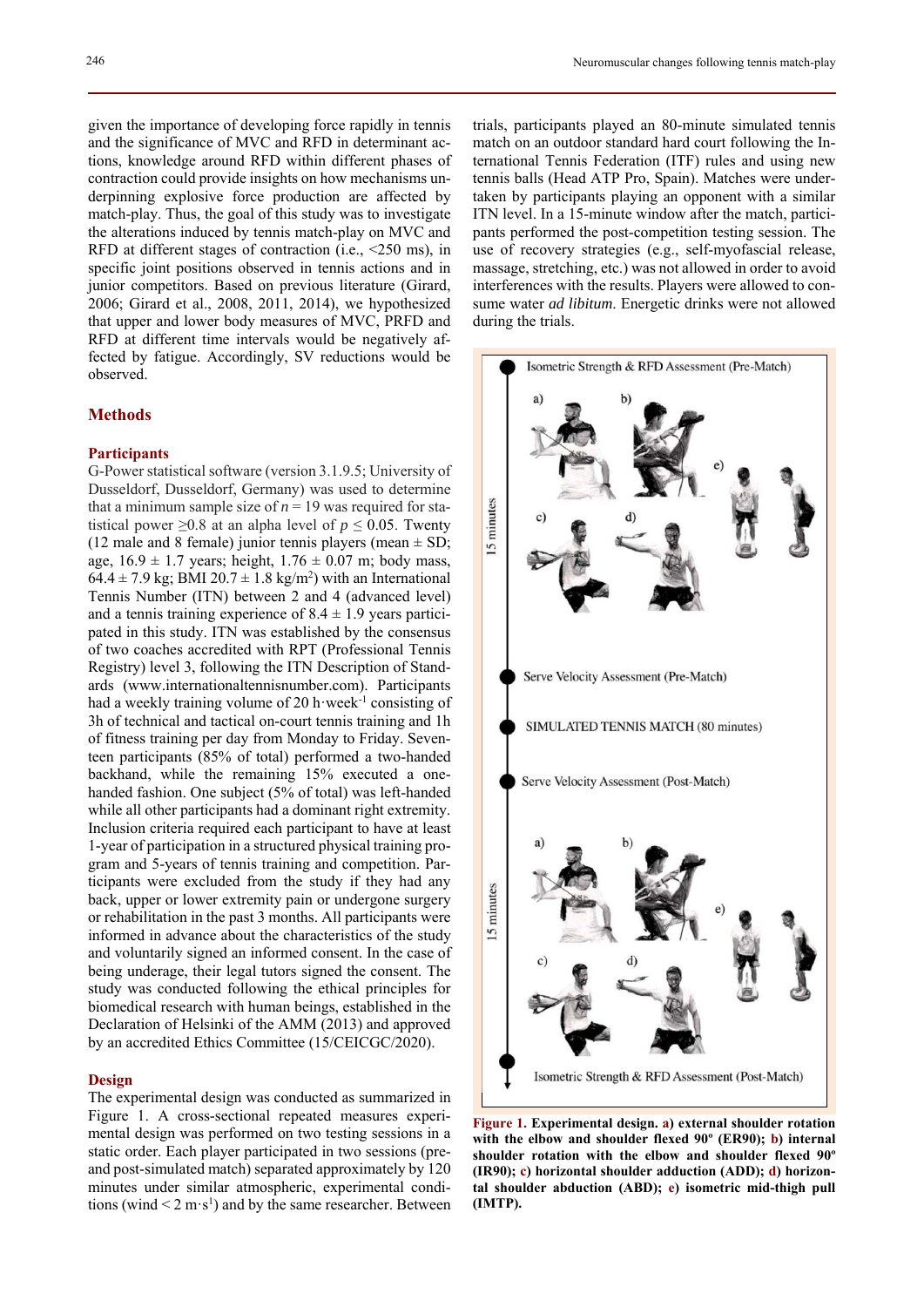given the importance of developing force rapidly in tennis and the significance of MVC and RFD in determinant actions, knowledge around RFD within different phases of contraction could provide insights on how mechanisms underpinning explosive force production are affected by match-play. Thus, the goal of this study was to investigate the alterations induced by tennis match-play on MVC and RFD at different stages of contraction (i.e., <250 ms), in specific joint positions observed in tennis actions and in junior competitors. Based on previous literature (Girard, 2006; Girard et al., 2008, 2011, 2014), we hypothesized that upper and lower body measures of MVC, PRFD and RFD at different time intervals would be negatively affected by fatigue. Accordingly, SV reductions would be observed.

## Methods

### Participants

G-Power statistical software (version 3.1.9.5; University of Dusseldorf, Dusseldorf, Germany) was used to determine that a minimum sample size of $n = 19$ was required for statistical power $\geq 0.8$ at an alpha level of $p \leq 0.05$. Twenty (12 male and 8 female) junior tennis players (mean ± SD; age, 16.9 ± 1.7 years; height, 1.76 ± 0.07 m; body mass, 64.4 ± 7.9 kg; BMI 20.7 ± 1.8 kg/m$^2$) with an International Tennis Number (ITN) between 2 and 4 (advanced level) and a tennis training experience of 8.4 ± 1.9 years participated in this study. ITN was established by the consensus of two coaches accredited with RPT (Professional Tennis Registry) level 3, following the ITN Description of Standards (www.internationaltennisnumber.com). Participants had a weekly training volume of 20 h·week$^{-1}$ consisting of 3h of technical and tactical on-court tennis training and 1h of fitness training per day from Monday to Friday. Seventeen participants (85% of total) performed a two-handed backhand, while the remaining 15% executed a one-handed fashion. One subject (5% of total) was left-handed while all other participants had a dominant right extremity. Inclusion criteria required each participant to have at least 1-year of participation in a structured physical training program and 5-years of tennis training and competition. Participants were excluded from the study if they had any back, upper or lower extremity pain or undergone surgery or rehabilitation in the past 3 months. All participants were informed in advance about the characteristics of the study and voluntarily signed an informed consent. In the case of being underage, their legal tutors signed the consent. The study was conducted following the ethical principles for biomedical research with human beings, established in the Declaration of Helsinki of the AMM (2013) and approved by an accredited Ethics Committee (15/CEICGC/2020).

### Design

The experimental design was conducted as summarized in Figure 1. A cross-sectional repeated measures experimental design was performed on two testing sessions in a static order. Each player participated in two sessions (pre- and post-simulated match) separated approximately by 120 minutes under similar atmospheric, experimental conditions (wind < 2 m·s$^{1}$) and by the same researcher. Between trials, participants played an 80-minute simulated tennis match on an outdoor standard hard court following the International Tennis Federation (ITF) rules and using new tennis balls (Head ATP Pro, Spain). Matches were undertaken by participants playing an opponent with a similar ITN level. In a 15-minute window after the match, participants performed the post-competition testing session. The use of recovery strategies (e.g., self-myofascial release, massage, stretching, etc.) was not allowed in order to avoid interferences with the results. Players were allowed to consume water *ad libitum*. Energetic drinks were not allowed during the trials.

**Figure 1. Experimental design. a) external shoulder rotation with the elbow and shoulder flexed 90º (ER90); b) internal shoulder rotation with the elbow and shoulder flexed 90º (IR90); c) horizontal shoulder adduction (ADD); d) horizontal shoulder abduction (ABD); e) isometric mid-thigh pull (IMTP).**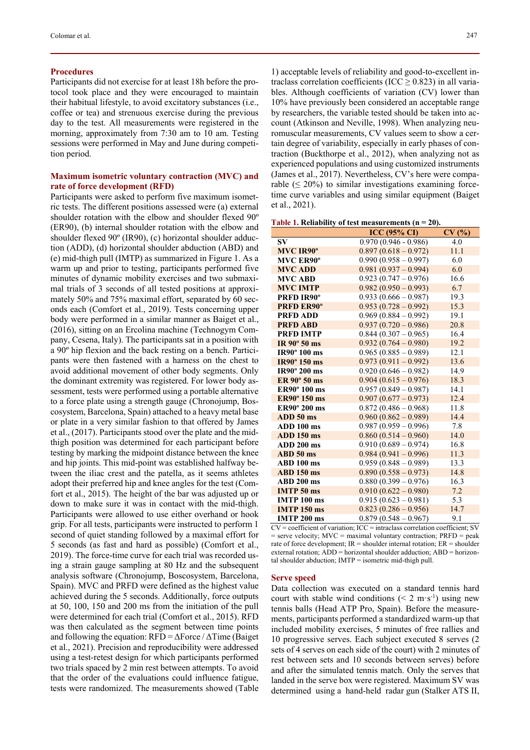## Procedures

Participants did not exercise for at least 18h before the protocol took place and they were encouraged to maintain their habitual lifestyle, to avoid excitatory substances (i.e., coffee or tea) and strenuous exercise during the previous day to the test. All measurements were registered in the morning, approximately from 7:30 am to 10 am. Testing sessions were performed in May and June during competition period.

## Maximum isometric voluntary contraction (MVC) and rate of force development (RFD)

Participants were asked to perform five maximum isometric tests. The different positions assessed were (a) external shoulder rotation with the elbow and shoulder flexed 90º (ER90), (b) internal shoulder rotation with the elbow and shoulder flexed 90º (IR90), (c) horizontal shoulder adduction (ADD), (d) horizontal shoulder abduction (ABD) and (e) mid-thigh pull (IMTP) as summarized in Figure 1. As a warm up and prior to testing, participants performed five minutes of dynamic mobility exercises and two submaximal trials of 3 seconds of all tested positions at approximately 50% and 75% maximal effort, separated by 60 seconds each (Comfort et al., 2019). Tests concerning upper body were performed in a similar manner as Baiget et al., (2016), sitting on an Ercolina machine (Technogym Company, Cesena, Italy). The participants sat in a position with a 90º hip flexion and the back resting on a bench. Participants were then fastened with a harness on the chest to avoid additional movement of other body segments. Only the dominant extremity was registered. For lower body assessment, tests were performed using a portable alternative to a force plate using a strength gauge (Chronojump, Boscosystem, Barcelona, Spain) attached to a heavy metal base or plate in a very similar fashion to that offered by James et al., (2017). Participants stood over the plate and the mid-thigh position was determined for each participant before testing by marking the midpoint distance between the knee and hip joints. This mid-point was established halfway between the iliac crest and the patella, as it seems athletes adopt their preferred hip and knee angles for the test (Comfort et al., 2015). The height of the bar was adjusted up or down to make sure it was in contact with the mid-thigh. Participants were allowed to use either overhand or hook grip. For all tests, participants were instructed to perform 1 second of quiet standing followed by a maximal effort for 5 seconds (as fast and hard as possible) (Comfort et al., 2019). The force-time curve for each trial was recorded using a strain gauge sampling at 80 Hz and the subsequent analysis software (Chronojump, Boscosystem, Barcelona, Spain). MVC and PRFD were defined as the highest value achieved during the 5 seconds. Additionally, force outputs at 50, 100, 150 and 200 ms from the initiation of the pull were determined for each trial (Comfort et al., 2015). RFD was then calculated as the segment between time points and following the equation: RFD = ΔForce / ΔTime (Baiget et al., 2021). Precision and reproducibility were addressed using a test-retest design for which participants performed two trials spaced by 2 min rest between attempts. To avoid that the order of the evaluations could influence fatigue, tests were randomized. The measurements showed (Table 1) acceptable levels of reliability and good-to-excellent intraclass correlation coefficients (ICC ≥ 0.823) in all variables. Although coefficients of variation (CV) lower than 10% have previously been considered an acceptable range by researchers, the variable tested should be taken into account (Atkinson and Neville, 1998). When analyzing neuromuscular measurements, CV values seem to show a certain degree of variability, especially in early phases of contraction (Buckthorpe et al., 2012), when analyzing not as experienced populations and using customized instruments (James et al., 2017). Nevertheless, CV's here were comparable (≤ 20%) to similar investigations examining force-time curve variables and using similar equipment (Baiget et al., 2021).

**Table 1. Reliability of test measurements (n = 20).**

| | ICC (95% CI) | CV (%) |
|---|---|---|
| **SV** | 0.970 (0.946 - 0.986) | 4.0 |
| **MVC IR90º** | 0.897 (0.618 – 0.972) | 11.1 |
| **MVC ER90º** | 0.990 (0.958 – 0.997) | 6.0 |
| **MVC ADD** | 0.981 (0.937 – 0.994) | 6.0 |
| **MVC ABD** | 0.923 (0.747 – 0.976) | 16.6 |
| **MVC IMTP** | 0.982 (0.950 – 0.993) | 6.7 |
| **PRFD IR90º** | 0.933 (0.666 – 0.987) | 19.3 |
| **PRFD ER90º** | 0.953 (0.728 – 0.992) | 15.3 |
| **PRFD ADD** | 0.969 (0.884 – 0.992) | 19.1 |
| **PRFD ABD** | 0.937 (0.720 – 0.986) | 20.8 |
| **PRFD IMTP** | 0.844 (0.307 – 0.965) | 16.4 |
| **IR 90º 50 ms** | 0.932 (0.764 – 0.980) | 19.2 |
| **IR90º 100 ms** | 0.965 (0.885 – 0.989) | 12.1 |
| **IR90º 150 ms** | 0.973 (0.911 – 0.992) | 13.6 |
| **IR90º 200 ms** | 0.920 (0.646 – 0.982) | 14.9 |
| **ER 90º 50 ms** | 0.904 (0.615 – 0.976) | 18.3 |
| **ER90º 100 ms** | 0.957 (0.849 – 0.987) | 14.1 |
| **ER90º 150 ms** | 0.907 (0.677 – 0.973) | 12.4 |
| **ER90º 200 ms** | 0.872 (0.486 – 0.968) | 11.8 |
| **ADD 50 ms** | 0.960 (0.862 – 0.989) | 14.4 |
| **ADD 100 ms** | 0.987 (0.959 – 0.996) | 7.8 |
| **ADD 150 ms** | 0.860 (0.514 – 0.960) | 14.0 |
| **ADD 200 ms** | 0.910 (0.689 – 0.974) | 16.8 |
| **ABD 50 ms** | 0.984 (0.941 – 0.996) | 11.3 |
| **ABD 100 ms** | 0.959 (0.848 – 0.989) | 13.3 |
| **ABD 150 ms** | 0.890 (0.558 – 0.973) | 14.8 |
| **ABD 200 ms** | 0.880 (0.399 – 0.976) | 16.3 |
| **IMTP 50 ms** | 0.910 (0.622 – 0.980) | 7.2 |
| **IMTP 100 ms** | 0.915 (0.623 – 0.981) | 5.3 |
| **IMTP 150 ms** | 0.823 (0.286 – 0.956) | 14.7 |
| **IMTP 200 ms** | 0.879 (0.548 – 0.967) | 9.1 |

CV = coefficient of variation; ICC = intraclass correlation coefficient; SV = serve velocity; MVC = maximal voluntary contraction; PRFD = peak rate of force development; IR = shoulder internal rotation; ER = shoulder external rotation; ADD = horizontal shoulder adduction; ABD = horizontal shoulder abduction; IMTP = isometric mid-thigh pull.

## Serve speed

Data collection was executed on a standard tennis hard court with stable wind conditions (< 2 $m \cdot s^{-1}$) using new tennis balls (Head ATP Pro, Spain). Before the measurements, participants performed a standardized warm-up that included mobility exercises, 5 minutes of free rallies and 10 progressive serves. Each subject executed 8 serves (2 sets of 4 serves on each side of the court) with 2 minutes of rest between sets and 10 seconds between serves) before and after the simulated tennis match. Only the serves that landed in the serve box were registered. Maximum SV was determined using a hand-held radar gun (Stalker ATS II,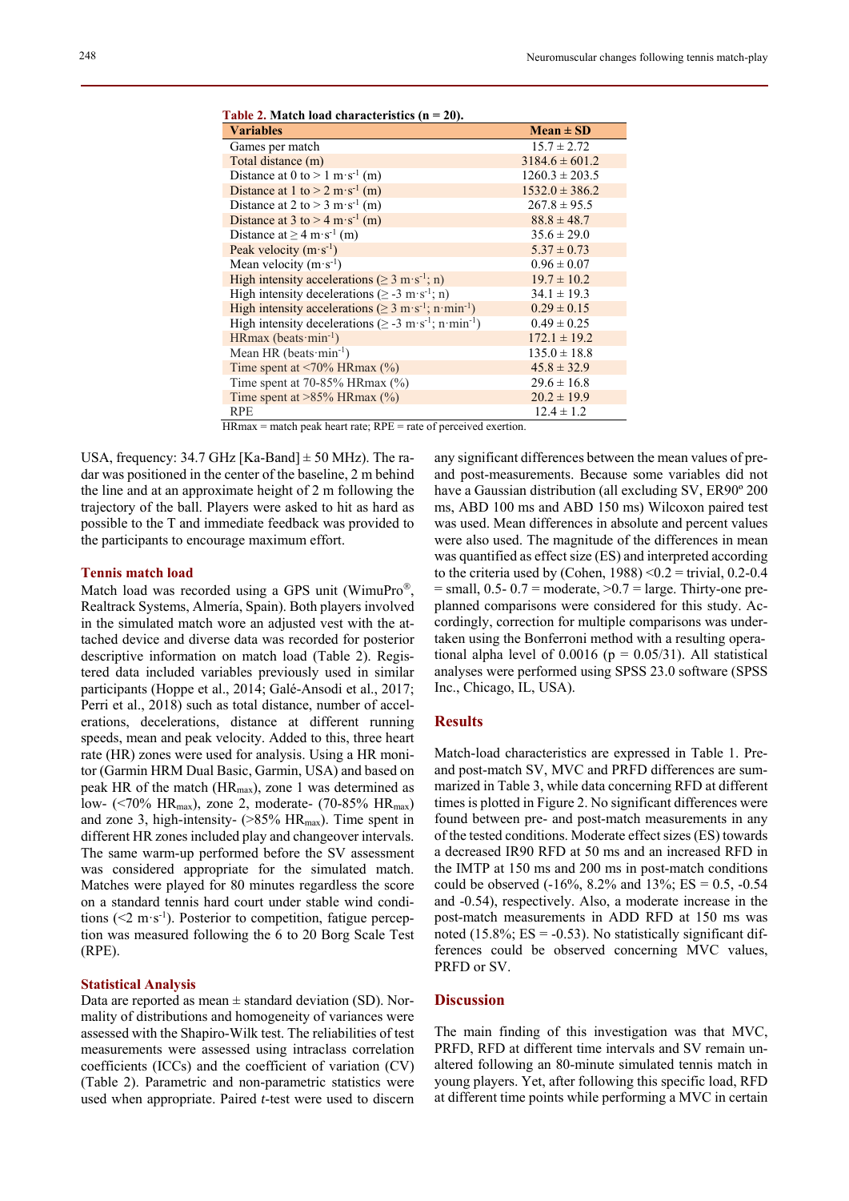**Table 2.** Match load characteristics (n = 20).

| Variables | Mean ± SD |
|---|---|
| Games per match | 15.7 ± 2.72 |
| Total distance (m) | 3184.6 ± 601.2 |
| Distance at 0 to > 1 $m \cdot s^{-1}$ (m) | 1260.3 ± 203.5 |
| Distance at 1 to > 2 $m \cdot s^{-1}$ (m) | 1532.0 ± 386.2 |
| Distance at 2 to > 3 $m \cdot s^{-1}$ (m) | 267.8 ± 95.5 |
| Distance at 3 to > 4 $m \cdot s^{-1}$ (m) | 88.8 ± 48.7 |
| Distance at ≥ 4 $m \cdot s^{-1}$ (m) | 35.6 ± 29.0 |
| Peak velocity ($m \cdot s^{-1}$) | 5.37 ± 0.73 |
| Mean velocity ($m \cdot s^{-1}$) | 0.96 ± 0.07 |
| High intensity accelerations (≥ 3 $m \cdot s^{-1}$; n) | 19.7 ± 10.2 |
| High intensity decelerations (≥ -3 $m \cdot s^{-1}$; n) | 34.1 ± 19.3 |
| High intensity accelerations (≥ 3 $m \cdot s^{-1}$; $n \cdot min^{-1}$) | 0.29 ± 0.15 |
| High intensity decelerations (≥ -3 $m \cdot s^{-1}$; $n \cdot min^{-1}$) | 0.49 ± 0.25 |
| HRmax ($beats \cdot min^{-1}$) | 172.1 ± 19.2 |
| Mean HR ($beats \cdot min^{-1}$) | 135.0 ± 18.8 |
| Time spent at <70% HRmax (%) | 45.8 ± 32.9 |
| Time spent at 70-85% HRmax (%) | 29.6 ± 16.8 |
| Time spent at >85% HRmax (%) | 20.2 ± 19.9 |
| RPE | 12.4 ± 1.2 |

HRmax = match peak heart rate; RPE = rate of perceived exertion.

USA, frequency: 34.7 GHz [Ka-Band] ± 50 MHz). The radar was positioned in the center of the baseline, 2 m behind the line and at an approximate height of 2 m following the trajectory of the ball. Players were asked to hit as hard as possible to the T and immediate feedback was provided to the participants to encourage maximum effort.

### Tennis match load

Match load was recorded using a GPS unit (WimuPro®, Realtrack Systems, Almería, Spain). Both players involved in the simulated match wore an adjusted vest with the attached device and diverse data was recorded for posterior descriptive information on match load (Table 2). Registered data included variables previously used in similar participants (Hoppe et al., 2014; Galé-Ansodi et al., 2017; Perri et al., 2018) such as total distance, number of accelerations, decelerations, distance at different running speeds, mean and peak velocity. Added to this, three heart rate (HR) zones were used for analysis. Using a HR monitor (Garmin HRM Dual Basic, Garmin, USA) and based on peak HR of the match ($HR_{max}$), zone 1 was determined as low- (<70% $HR_{max}$), zone 2, moderate- (70-85% $HR_{max}$) and zone 3, high-intensity- (>85% $HR_{max}$). Time spent in different HR zones included play and changeover intervals. The same warm-up performed before the SV assessment was considered appropriate for the simulated match. Matches were played for 80 minutes regardless the score on a standard tennis hard court under stable wind conditions (<2 $m \cdot s^{-1}$). Posterior to competition, fatigue perception was measured following the 6 to 20 Borg Scale Test (RPE).

### Statistical Analysis

Data are reported as mean ± standard deviation (SD). Normality of distributions and homogeneity of variances were assessed with the Shapiro-Wilk test. The reliabilities of test measurements were assessed using intraclass correlation coefficients (ICCs) and the coefficient of variation (CV) (Table 2). Parametric and non-parametric statistics were used when appropriate. Paired *t*-test were used to discern any significant differences between the mean values of pre- and post-measurements. Because some variables did not have a Gaussian distribution (all excluding SV, ER90º 200 ms, ABD 100 ms and ABD 150 ms) Wilcoxon paired test was used. Mean differences in absolute and percent values were also used. The magnitude of the differences in mean was quantified as effect size (ES) and interpreted according to the criteria used by (Cohen, 1988) <0.2 = trivial, 0.2-0.4 = small, 0.5- 0.7 = moderate, >0.7 = large. Thirty-one preplanned comparisons were considered for this study. Accordingly, correction for multiple comparisons was undertaken using the Bonferroni method with a resulting operational alpha level of 0.0016 ($p$ = 0.05/31). All statistical analyses were performed using SPSS 23.0 software (SPSS Inc., Chicago, IL, USA).

## Results

Match-load characteristics are expressed in Table 1. Pre- and post-match SV, MVC and PRFD differences are summarized in Table 3, while data concerning RFD at different times is plotted in Figure 2. No significant differences were found between pre- and post-match measurements in any of the tested conditions. Moderate effect sizes (ES) towards a decreased IR90 RFD at 50 ms and an increased RFD in the IMTP at 150 ms and 200 ms in post-match conditions could be observed (-16%, 8.2% and 13%; ES = 0.5, -0.54 and -0.54), respectively. Also, a moderate increase in the post-match measurements in ADD RFD at 150 ms was noted (15.8%; ES = -0.53). No statistically significant differences could be observed concerning MVC values, PRFD or SV.

## Discussion

The main finding of this investigation was that MVC, PRFD, RFD at different time intervals and SV remain unaltered following an 80-minute simulated tennis match in young players. Yet, after following this specific load, RFD at different time points while performing a MVC in certain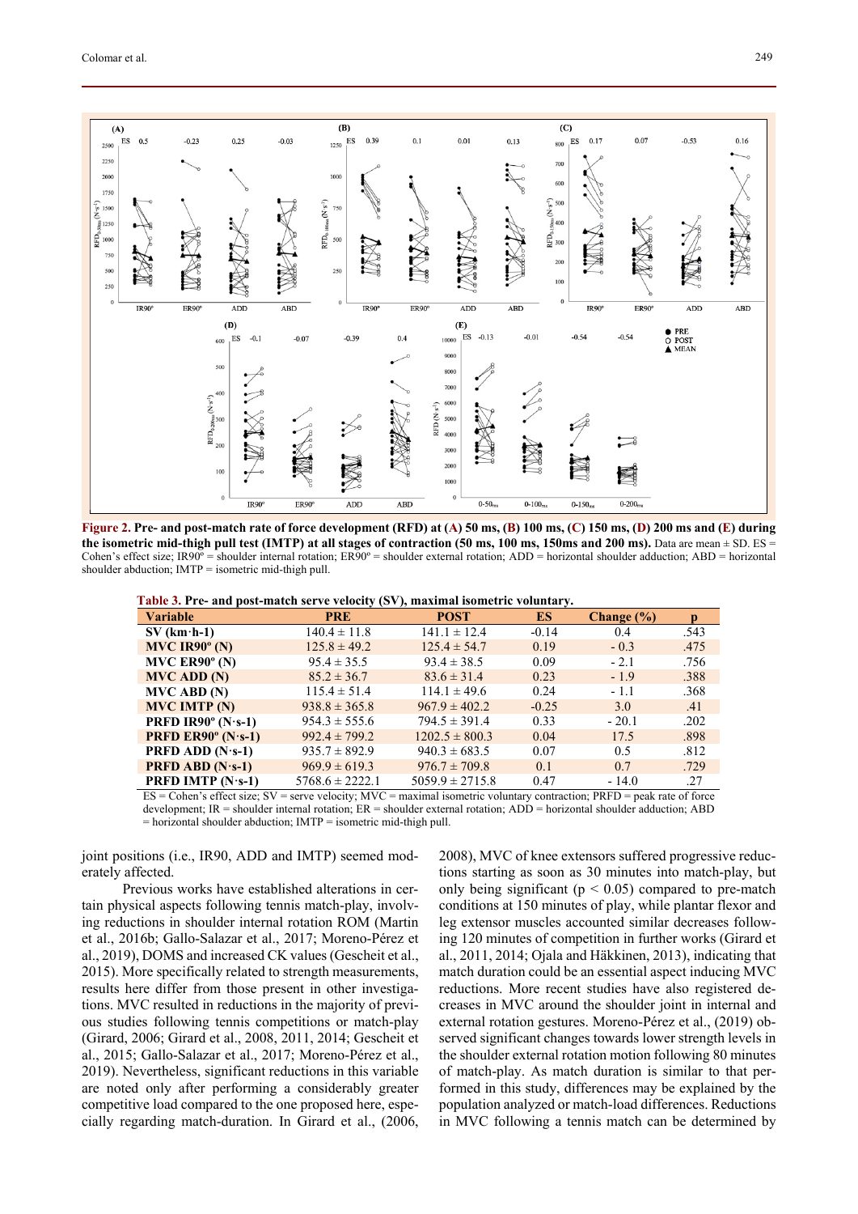**Figure 2. Pre- and post-match rate of force development (RFD) at (A) 50 ms, (B) 100 ms, (C) 150 ms, (D) 200 ms and (E) during the isometric mid-thigh pull test (IMTP) at all stages of contraction (50 ms, 100 ms, 150ms and 200 ms).** Data are mean ± SD. ES = Cohen's effect size; IR90º = shoulder internal rotation; ER90º = shoulder external rotation; ADD = horizontal shoulder adduction; ABD = horizontal shoulder abduction; IMTP = isometric mid-thigh pull.

**Table 3. Pre- and post-match serve velocity (SV), maximal isometric voluntary.**

| Variable | PRE | POST | ES | Change (%) | p |
|---|---|---|---|---|---|
| SV (km·h-1) | 140.4 ± 11.8 | 141.1 ± 12.4 | -0.14 | 0.4 | .543 |
| MVC IR90º (N) | 125.8 ± 49.2 | 125.4 ± 54.7 | 0.19 | - 0.3 | .475 |
| MVC ER90º (N) | 95.4 ± 35.5 | 93.4 ± 38.5 | 0.09 | - 2.1 | .756 |
| MVC ADD (N) | 85.2 ± 36.7 | 83.6 ± 31.4 | 0.23 | - 1.9 | .388 |
| MVC ABD (N) | 115.4 ± 51.4 | 114.1 ± 49.6 | 0.24 | - 1.1 | .368 |
| MVC IMTP (N) | 938.8 ± 365.8 | 967.9 ± 402.2 | -0.25 | 3.0 | .41 |
| PRFD IR90º (N·s-1) | 954.3 ± 555.6 | 794.5 ± 391.4 | 0.33 | - 20.1 | .202 |
| PRFD ER90º (N·s-1) | 992.4 ± 799.2 | 1202.5 ± 800.3 | 0.04 | 17.5 | .898 |
| PRFD ADD (N·s-1) | 935.7 ± 892.9 | 940.3 ± 683.5 | 0.07 | 0.5 | .812 |
| PRFD ABD (N·s-1) | 969.9 ± 619.3 | 976.7 ± 709.8 | 0.1 | 0.7 | .729 |
| PRFD IMTP (N·s-1) | 5768.6 ± 2222.1 | 5059.9 ± 2715.8 | 0.47 | - 14.0 | .27 |

ES = Cohen's effect size; SV = serve velocity; MVC = maximal isometric voluntary contraction; PRFD = peak rate of force development; IR = shoulder internal rotation; ER = shoulder external rotation; ADD = horizontal shoulder adduction; ABD = horizontal shoulder abduction; IMTP = isometric mid-thigh pull.

joint positions (i.e., IR90, ADD and IMTP) seemed moderately affected.

Previous works have established alterations in certain physical aspects following tennis match-play, involving reductions in shoulder internal rotation ROM (Martin et al., 2016b; Gallo-Salazar et al., 2017; Moreno-Pérez et al., 2019), DOMS and increased CK values (Gescheit et al., 2015). More specifically related to strength measurements, results here differ from those present in other investigations. MVC resulted in reductions in the majority of previous studies following tennis competitions or match-play (Girard, 2006; Girard et al., 2008, 2011, 2014; Gescheit et al., 2015; Gallo-Salazar et al., 2017; Moreno-Pérez et al., 2019). Nevertheless, significant reductions in this variable are noted only after performing a considerably greater competitive load compared to the one proposed here, especially regarding match-duration. In Girard et al., (2006, 2008), MVC of knee extensors suffered progressive reductions starting as soon as 30 minutes into match-play, but only being significant ($p < 0.05$) compared to pre-match conditions at 150 minutes of play, while plantar flexor and leg extensor muscles accounted similar decreases following 120 minutes of competition in further works (Girard et al., 2011, 2014; Ojala and Häkkinen, 2013), indicating that match duration could be an essential aspect inducing MVC reductions. More recent studies have also registered decreases in MVC around the shoulder joint in internal and external rotation gestures. Moreno-Pérez et al., (2019) observed significant changes towards lower strength levels in the shoulder external rotation motion following 80 minutes of match-play. As match duration is similar to that performed in this study, differences may be explained by the population analyzed or match-load differences. Reductions in MVC following a tennis match can be determined by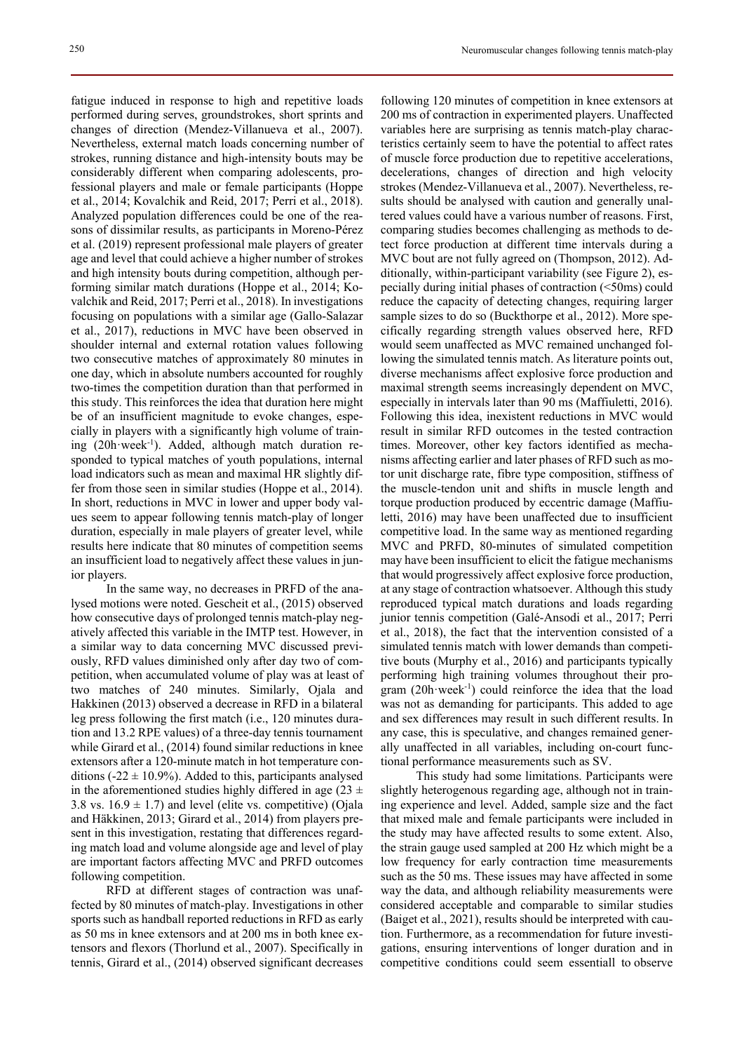fatigue induced in response to high and repetitive loads performed during serves, groundstrokes, short sprints and changes of direction (Mendez-Villanueva et al., 2007). Nevertheless, external match loads concerning number of strokes, running distance and high-intensity bouts may be considerably different when comparing adolescents, professional players and male or female participants (Hoppe et al., 2014; Kovalchik and Reid, 2017; Perri et al., 2018). Analyzed population differences could be one of the reasons of dissimilar results, as participants in Moreno-Pérez et al. (2019) represent professional male players of greater age and level that could achieve a higher number of strokes and high intensity bouts during competition, although performing similar match durations (Hoppe et al., 2014; Kovalchik and Reid, 2017; Perri et al., 2018). In investigations focusing on populations with a similar age (Gallo-Salazar et al., 2017), reductions in MVC have been observed in shoulder internal and external rotation values following two consecutive matches of approximately 80 minutes in one day, which in absolute numbers accounted for roughly two-times the competition duration than that performed in this study. This reinforces the idea that duration here might be of an insufficient magnitude to evoke changes, especially in players with a significantly high volume of training (20h·week$^{-1}$). Added, although match duration responded to typical matches of youth populations, internal load indicators such as mean and maximal HR slightly differ from those seen in similar studies (Hoppe et al., 2014). In short, reductions in MVC in lower and upper body values seem to appear following tennis match-play of longer duration, especially in male players of greater level, while results here indicate that 80 minutes of competition seems an insufficient load to negatively affect these values in junior players.

In the same way, no decreases in PRFD of the analysed motions were noted. Gescheit et al., (2015) observed how consecutive days of prolonged tennis match-play negatively affected this variable in the IMTP test. However, in a similar way to data concerning MVC discussed previously, RFD values diminished only after day two of competition, when accumulated volume of play was at least of two matches of 240 minutes. Similarly, Ojala and Hakkinen (2013) observed a decrease in RFD in a bilateral leg press following the first match (i.e., 120 minutes duration and 13.2 RPE values) of a three-day tennis tournament while Girard et al., (2014) found similar reductions in knee extensors after a 120-minute match in hot temperature conditions (-22 ± 10.9%). Added to this, participants analysed in the aforementioned studies highly differed in age (23 ± 3.8 vs. 16.9 ± 1.7) and level (elite vs. competitive) (Ojala and Häkkinen, 2013; Girard et al., 2014) from players present in this investigation, restating that differences regarding match load and volume alongside age and level of play are important factors affecting MVC and PRFD outcomes following competition.

RFD at different stages of contraction was unaffected by 80 minutes of match-play. Investigations in other sports such as handball reported reductions in RFD as early as 50 ms in knee extensors and at 200 ms in both knee extensors and flexors (Thorlund et al., 2007). Specifically in tennis, Girard et al., (2014) observed significant decreases following 120 minutes of competition in knee extensors at 200 ms of contraction in experimented players. Unaffected variables here are surprising as tennis match-play characteristics certainly seem to have the potential to affect rates of muscle force production due to repetitive accelerations, decelerations, changes of direction and high velocity strokes (Mendez-Villanueva et al., 2007). Nevertheless, results should be analysed with caution and generally unaltered values could have a various number of reasons. First, comparing studies becomes challenging as methods to detect force production at different time intervals during a MVC bout are not fully agreed on (Thompson, 2012). Additionally, within-participant variability (see Figure 2), especially during initial phases of contraction (<50ms) could reduce the capacity of detecting changes, requiring larger sample sizes to do so (Buckthorpe et al., 2012). More specifically regarding strength values observed here, RFD would seem unaffected as MVC remained unchanged following the simulated tennis match. As literature points out, diverse mechanisms affect explosive force production and maximal strength seems increasingly dependent on MVC, especially in intervals later than 90 ms (Maffiuletti, 2016). Following this idea, inexistent reductions in MVC would result in similar RFD outcomes in the tested contraction times. Moreover, other key factors identified as mechanisms affecting earlier and later phases of RFD such as motor unit discharge rate, fibre type composition, stiffness of the muscle-tendon unit and shifts in muscle length and torque production produced by eccentric damage (Maffiuletti, 2016) may have been unaffected due to insufficient competitive load. In the same way as mentioned regarding MVC and PRFD, 80-minutes of simulated competition may have been insufficient to elicit the fatigue mechanisms that would progressively affect explosive force production, at any stage of contraction whatsoever. Although this study reproduced typical match durations and loads regarding junior tennis competition (Galé-Ansodi et al., 2017; Perri et al., 2018), the fact that the intervention consisted of a simulated tennis match with lower demands than competitive bouts (Murphy et al., 2016) and participants typically performing high training volumes throughout their program (20h·week$^{-1}$) could reinforce the idea that the load was not as demanding for participants. This added to age and sex differences may result in such different results. In any case, this is speculative, and changes remained generally unaffected in all variables, including on-court functional performance measurements such as SV.

This study had some limitations. Participants were slightly heterogenous regarding age, although not in training experience and level. Added, sample size and the fact that mixed male and female participants were included in the study may have affected results to some extent. Also, the strain gauge used sampled at 200 Hz which might be a low frequency for early contraction time measurements such as the 50 ms. These issues may have affected in some way the data, and although reliability measurements were considered acceptable and comparable to similar studies (Baiget et al., 2021), results should be interpreted with caution. Furthermore, as a recommendation for future investigations, ensuring interventions of longer duration and in competitive conditions could seem essentiall to observe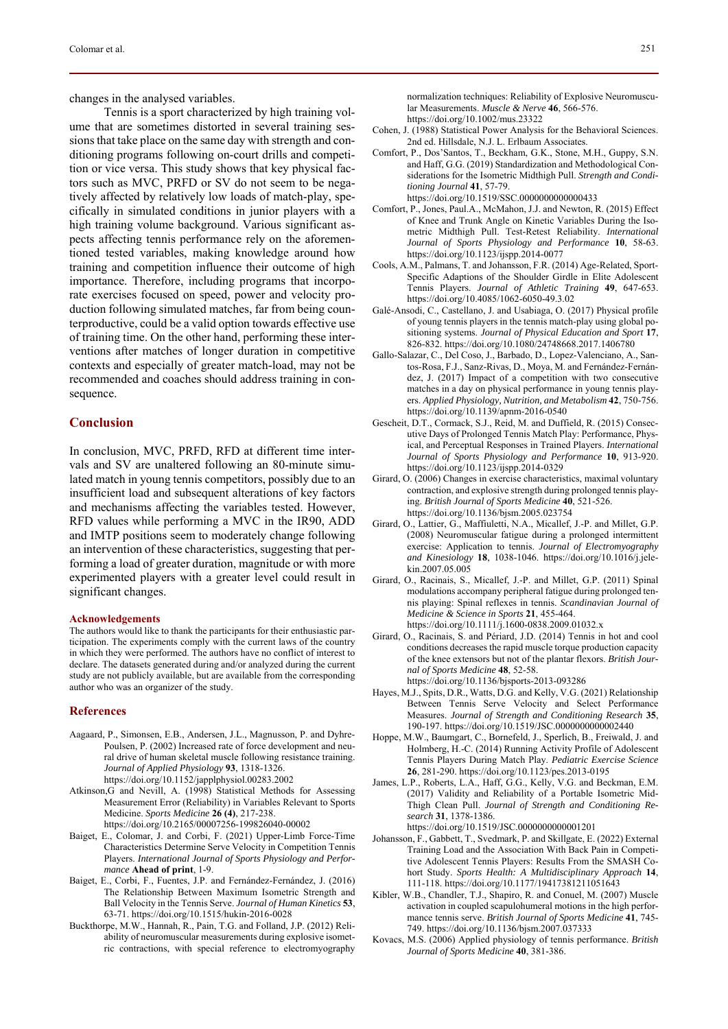changes in the analysed variables.

Tennis is a sport characterized by high training volume that are sometimes distorted in several training sessions that take place on the same day with strength and conditioning programs following on-court drills and competition or vice versa. This study shows that key physical factors such as MVC, PRFD or SV do not seem to be negatively affected by relatively low loads of match-play, specifically in simulated conditions in junior players with a high training volume background. Various significant aspects affecting tennis performance rely on the aforementioned tested variables, making knowledge around how training and competition influence their outcome of high importance. Therefore, including programs that incorporate exercises focused on speed, power and velocity production following simulated matches, far from being counterproductive, could be a valid option towards effective use of training time. On the other hand, performing these interventions after matches of longer duration in competitive contexts and especially of greater match-load, may not be recommended and coaches should address training in consequence.

## Conclusion

In conclusion, MVC, PRFD, RFD at different time intervals and SV are unaltered following an 80-minute simulated match in young tennis competitors, possibly due to an insufficient load and subsequent alterations of key factors and mechanisms affecting the variables tested. However, RFD values while performing a MVC in the IR90, ADD and IMTP positions seem to moderately change following an intervention of these characteristics, suggesting that performing a load of greater duration, magnitude or with more experimented players with a greater level could result in significant changes.

### Acknowledgements

The authors would like to thank the participants for their enthusiastic participation. The experiments comply with the current laws of the country in which they were performed. The authors have no conflict of interest to declare. The datasets generated during and/or analyzed during the current study are not publicly available, but are available from the corresponding author who was an organizer of the study.

## References

Aagaard, P., Simonsen, E.B., Andersen, J.L., Magnusson, P. and Dyhre-Poulsen, P. (2002) Increased rate of force development and neural drive of human skeletal muscle following resistance training. *Journal of Applied Physiology* **93**, 1318-1326. https://doi.org/10.1152/japplphysiol.00283.2002

Atkinson,G and Nevill, A. (1998) Statistical Methods for Assessing Measurement Error (Reliability) in Variables Relevant to Sports Medicine. *Sports Medicine* **26 (4)**, 217-238. https://doi.org/10.2165/00007256-199826040-00002

Baiget, E., Colomar, J. and Corbi, F. (2021) Upper-Limb Force-Time Characteristics Determine Serve Velocity in Competition Tennis Players. *International Journal of Sports Physiology and Performance* **Ahead of print**, 1-9.

Baiget, E., Corbi, F., Fuentes, J.P. and Fernández-Fernández, J. (2016) The Relationship Between Maximum Isometric Strength and Ball Velocity in the Tennis Serve. *Journal of Human Kinetics* **53**, 63-71. https://doi.org/10.1515/hukin-2016-0028

Buckthorpe, M.W., Hannah, R., Pain, T.G. and Folland, J.P. (2012) Reliability of neuromuscular measurements during explosive isometric contractions, with special reference to electromyography normalization techniques: Reliability of Explosive Neuromuscular Measurements. *Muscle & Nerve* **46**, 566-576. https://doi.org/10.1002/mus.23322

Cohen, J. (1988) Statistical Power Analysis for the Behavioral Sciences. 2nd ed. Hillsdale, N.J. L. Erlbaum Associates.

Comfort, P., Dos'Santos, T., Beckham, G.K., Stone, M.H., Guppy, S.N. and Haff, G.G. (2019) Standardization and Methodological Considerations for the Isometric Midthigh Pull. *Strength and Conditioning Journal* **41**, 57-79. https://doi.org/10.1519/SSC.0000000000000433

Comfort, P., Jones, Paul.A., McMahon, J.J. and Newton, R. (2015) Effect of Knee and Trunk Angle on Kinetic Variables During the Isometric Midthigh Pull. Test-Retest Reliability. *International Journal of Sports Physiology and Performance* **10**, 58-63. https://doi.org/10.1123/ijspp.2014-0077

Cools, A.M., Palmans, T. and Johansson, F.R. (2014) Age-Related, Sport-Specific Adaptions of the Shoulder Girdle in Elite Adolescent Tennis Players. *Journal of Athletic Training* **49**, 647-653. https://doi.org/10.4085/1062-6050-49.3.02

Galé-Ansodi, C., Castellano, J. and Usabiaga, O. (2017) Physical profile of young tennis players in the tennis match-play using global positioning systems. *Journal of Physical Education and Sport* **17**, 826-832. https://doi.org/10.1080/24748668.2017.1406780

Gallo-Salazar, C., Del Coso, J., Barbado, D., Lopez-Valenciano, A., Santos-Rosa, F.J., Sanz-Rivas, D., Moya, M. and Fernández-Fernández, J. (2017) Impact of a competition with two consecutive matches in a day on physical performance in young tennis players. *Applied Physiology, Nutrition, and Metabolism* **42**, 750-756. https://doi.org/10.1139/apnm-2016-0540

Gescheit, D.T., Cormack, S.J., Reid, M. and Duffield, R. (2015) Consecutive Days of Prolonged Tennis Match Play: Performance, Physical, and Perceptual Responses in Trained Players. *International Journal of Sports Physiology and Performance* **10**, 913-920. https://doi.org/10.1123/ijspp.2014-0329

Girard, O. (2006) Changes in exercise characteristics, maximal voluntary contraction, and explosive strength during prolonged tennis playing. *British Journal of Sports Medicine* **40**, 521-526. https://doi.org/10.1136/bjsm.2005.023754

Girard, O., Lattier, G., Maffiuletti, N.A., Micallef, J.-P. and Millet, G.P. (2008) Neuromuscular fatigue during a prolonged intermittent exercise: Application to tennis. *Journal of Electromyography and Kinesiology* **18**, 1038-1046. https://doi.org/10.1016/j.jelekin.2007.05.005

Girard, O., Racinais, S., Micallef, J.-P. and Millet, G.P. (2011) Spinal modulations accompany peripheral fatigue during prolonged tennis playing: Spinal reflexes in tennis. *Scandinavian Journal of Medicine & Science in Sports* **21**, 455-464. https://doi.org/10.1111/j.1600-0838.2009.01032.x

Girard, O., Racinais, S. and Périard, J.D. (2014) Tennis in hot and cool conditions decreases the rapid muscle torque production capacity of the knee extensors but not of the plantar flexors. *British Journal of Sports Medicine* **48**, 52-58. https://doi.org/10.1136/bjsports-2013-093286

Hayes, M.J., Spits, D.R., Watts, D.G. and Kelly, V.G. (2021) Relationship Between Tennis Serve Velocity and Select Performance Measures. *Journal of Strength and Conditioning Research* **35**, 190-197. https://doi.org/10.1519/JSC.0000000000002440

Hoppe, M.W., Baumgart, C., Bornefeld, J., Sperlich, B., Freiwald, J. and Holmberg, H.-C. (2014) Running Activity Profile of Adolescent Tennis Players During Match Play. *Pediatric Exercise Science* **26**, 281-290. https://doi.org/10.1123/pes.2013-0195

James, L.P., Roberts, L.A., Haff, G.G., Kelly, V.G. and Beckman, E.M. (2017) Validity and Reliability of a Portable Isometric Mid-Thigh Clean Pull. *Journal of Strength and Conditioning Research* **31**, 1378-1386. https://doi.org/10.1519/JSC.0000000000001201

Johansson, F., Gabbett, T., Svedmark, P. and Skillgate, E. (2022) External Training Load and the Association With Back Pain in Competitive Adolescent Tennis Players: Results From the SMASH Cohort Study. *Sports Health: A Multidisciplinary Approach* **14**, 111-118. https://doi.org/10.1177/19417381211051643

Kibler, W.B., Chandler, T.J., Shapiro, R. and Conuel, M. (2007) Muscle activation in coupled scapulohumeral motions in the high performance tennis serve. *British Journal of Sports Medicine* **41**, 745-749. https://doi.org/10.1136/bjsm.2007.037333

Kovacs, M.S. (2006) Applied physiology of tennis performance. *British Journal of Sports Medicine* **40**, 381-386.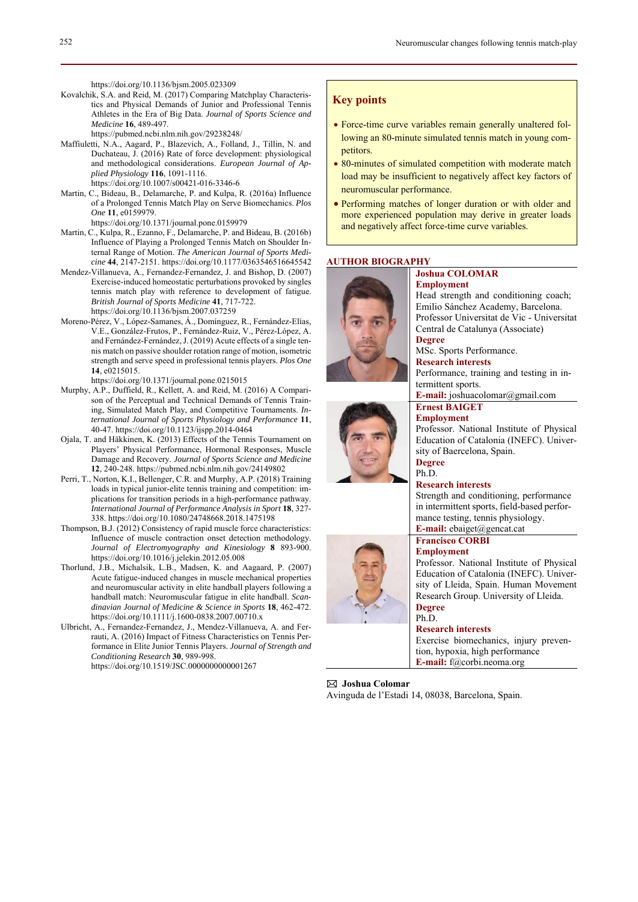https://doi.org/10.1136/bjsm.2005.023309

Kovalchik, S.A. and Reid, M. (2017) Comparing Matchplay Characteristics and Physical Demands of Junior and Professional Tennis Athletes in the Era of Big Data. *Journal of Sports Science and Medicine* **16**, 489-497. https://pubmed.ncbi.nlm.nih.gov/29238248/

Maffiuletti, N.A., Aagard, P., Blazevich, A., Folland, J., Tillin, N. and Duchateau, J. (2016) Rate of force development: physiological and methodological considerations. *European Journal of Applied Physiology* **116**, 1091-1116. https://doi.org/10.1007/s00421-016-3346-6

Martin, C., Bideau, B., Delamarche, P. and Kulpa, R. (2016a) Influence of a Prolonged Tennis Match Play on Serve Biomechanics. *Plos One* **11**, e0159979. https://doi.org/10.1371/journal.pone.0159979

Martin, C., Kulpa, R., Ezanno, F., Delamarche, P. and Bideau, B. (2016b) Influence of Playing a Prolonged Tennis Match on Shoulder Internal Range of Motion. *The American Journal of Sports Medicine* **44**, 2147-2151. https://doi.org/10.1177/0363546516645542

Mendez-Villanueva, A., Fernandez-Fernandez, J. and Bishop, D. (2007) Exercise-induced homeostatic perturbations provoked by singles tennis match play with reference to development of fatigue. *British Journal of Sports Medicine* **41**, 717-722. https://doi.org/10.1136/bjsm.2007.037259

Moreno-Pérez, V., López-Samanes, Á., Domínguez, R., Fernández-Elías, V.E., González-Frutos, P., Fernández-Ruiz, V., Pérez-López, A. and Fernández-Fernández, J. (2019) Acute effects of a single tennis match on passive shoulder rotation range of motion, isometric strength and serve speed in professional tennis players. *Plos One* **14**, e0215015. https://doi.org/10.1371/journal.pone.0215015

Murphy, A.P., Duffield, R., Kellett, A. and Reid, M. (2016) A Comparison of the Perceptual and Technical Demands of Tennis Training, Simulated Match Play, and Competitive Tournaments. *International Journal of Sports Physiology and Performance* **11**, 40-47. https://doi.org/10.1123/ijspp.2014-0464

Ojala, T. and Häkkinen, K. (2013) Effects of the Tennis Tournament on Players' Physical Performance, Hormonal Responses, Muscle Damage and Recovery. *Journal of Sports Science and Medicine* **12**, 240-248. https://pubmed.ncbi.nlm.nih.gov/24149802

Perri, T., Norton, K.I., Bellenger, C.R. and Murphy, A.P. (2018) Training loads in typical junior-elite tennis training and competition: implications for transition periods in a high-performance pathway. *International Journal of Performance Analysis in Sport* **18**, 327-338. https://doi.org/10.1080/24748668.2018.1475198

Thompson, B.J. (2012) Consistency of rapid muscle force characteristics: Influence of muscle contraction onset detection methodology. *Journal of Electromyography and Kinesiology* **8** 893-900. https://doi.org/10.1016/j.jelekin.2012.05.008

Thorlund, J.B., Michalsik, L.B., Madsen, K. and Aagaard, P. (2007) Acute fatigue-induced changes in muscle mechanical properties and neuromuscular activity in elite handball players following a handball match: Neuromuscular fatigue in elite handball. *Scandinavian Journal of Medicine & Science in Sports* **18**, 462-472. https://doi.org/10.1111/j.1600-0838.2007.00710.x

Ulbricht, A., Fernandez-Fernandez, J., Mendez-Villanueva, A. and Ferrauti, A. (2016) Impact of Fitness Characteristics on Tennis Performance in Elite Junior Tennis Players. *Journal of Strength and Conditioning Research* **30**, 989-998. https://doi.org/10.1519/JSC.0000000000001267

## Key points

- Force-time curve variables remain generally unaltered following an 80-minute simulated tennis match in young competitors.
- 80-minutes of simulated competition with moderate match load may be insufficient to negatively affect key factors of neuromuscular performance.
- Performing matches of longer duration or with older and more experienced population may derive in greater loads and negatively affect force-time curve variables.

## AUTHOR BIOGRAPHY

**Joshua COLOMAR**
**Employment**
Head strength and conditioning coach; Emilio Sánchez Academy, Barcelona. Professor Universitat de Vic - Universitat Central de Catalunya (Associate)
**Degree**
MSc. Sports Performance.
**Research interests**
Performance, training and testing in intermittent sports.
**E-mail:** joshuacolomar@gmail.com

**Ernest BAIGET**
**Employment**
Professor. National Institute of Physical Education of Catalonia (INEFC). University of Baercelona, Spain.
**Degree**
Ph.D.
**Research interests**
Strength and conditioning, performance in intermittent sports, field-based performance testing, tennis physiology.
**E-mail:** ebaiget@gencat.cat

**Francisco CORBI**
**Employment**
Professor. National Institute of Physical Education of Catalonia (INEFC). University of Lleida, Spain. Human Movement Research Group. University of Lleida.
**Degree**
Ph.D.
**Research interests**
Exercise biomechanics, injury prevention, hypoxia, high performance
**E-mail:** f@corbi.neoma.org

✉ **Joshua Colomar**
Avinguda de l'Estadi 14, 08038, Barcelona, Spain.